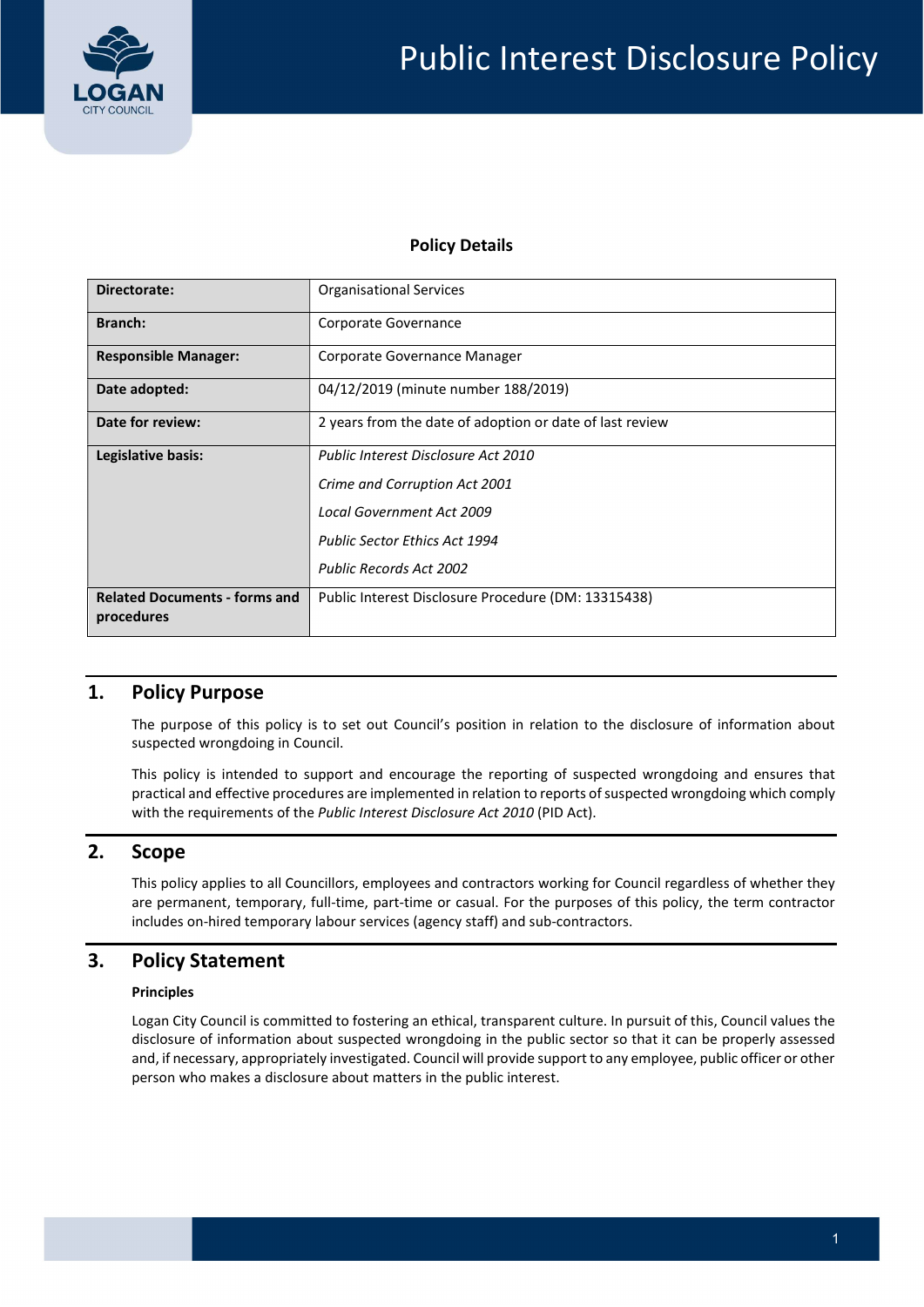# Public Interest Disclosure Policy

**Policy Details**

| | |
|---|---|
| **Directorate:** | Organisational Services |
| **Branch:** | Corporate Governance |
| **Responsible Manager:** | Corporate Governance Manager |
| **Date adopted:** | 04/12/2019 (minute number 188/2019) |
| **Date for review:** | 2 years from the date of adoption or date of last review |
| **Legislative basis:** | *Public Interest Disclosure Act 2010*<br>*Crime and Corruption Act 2001*<br>*Local Government Act 2009*<br>*Public Sector Ethics Act 1994*<br>*Public Records Act 2002* |
| **Related Documents - forms and procedures** | Public Interest Disclosure Procedure (DM: 13315438) |

## 1. Policy Purpose

The purpose of this policy is to set out Council's position in relation to the disclosure of information about suspected wrongdoing in Council.

This policy is intended to support and encourage the reporting of suspected wrongdoing and ensures that practical and effective procedures are implemented in relation to reports of suspected wrongdoing which comply with the requirements of the *Public Interest Disclosure Act 2010* (PID Act).

## 2. Scope

This policy applies to all Councillors, employees and contractors working for Council regardless of whether they are permanent, temporary, full-time, part-time or casual. For the purposes of this policy, the term contractor includes on-hired temporary labour services (agency staff) and sub-contractors.

## 3. Policy Statement

**Principles**

Logan City Council is committed to fostering an ethical, transparent culture. In pursuit of this, Council values the disclosure of information about suspected wrongdoing in the public sector so that it can be properly assessed and, if necessary, appropriately investigated. Council will provide support to any employee, public officer or other person who makes a disclosure about matters in the public interest.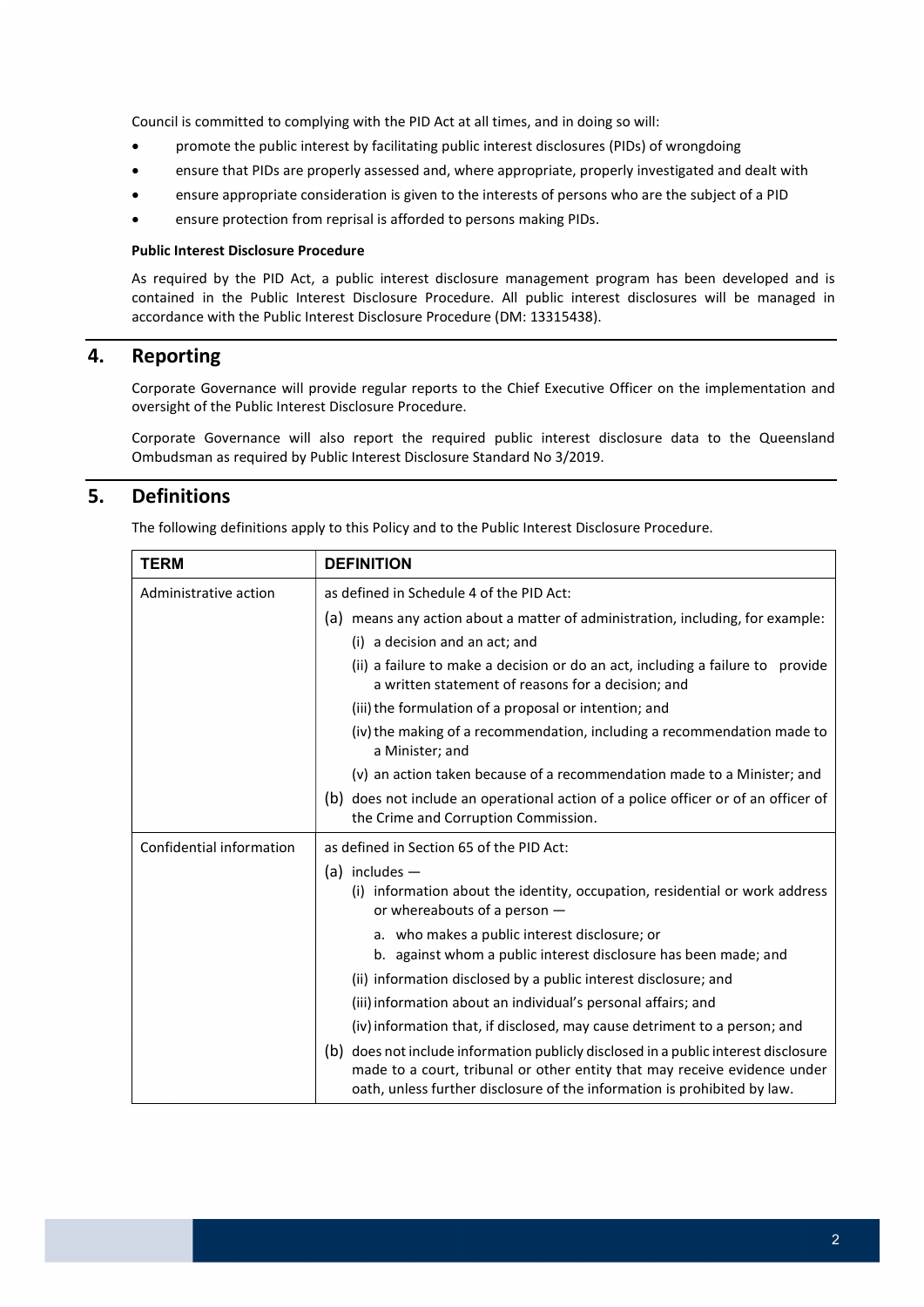Council is committed to complying with the PID Act at all times, and in doing so will:

- promote the public interest by facilitating public interest disclosures (PIDs) of wrongdoing
- ensure that PIDs are properly assessed and, where appropriate, properly investigated and dealt with
- ensure appropriate consideration is given to the interests of persons who are the subject of a PID
- ensure protection from reprisal is afforded to persons making PIDs.

**Public Interest Disclosure Procedure**

As required by the PID Act, a public interest disclosure management program has been developed and is contained in the Public Interest Disclosure Procedure. All public interest disclosures will be managed in accordance with the Public Interest Disclosure Procedure (DM: 13315438).

## 4. Reporting

Corporate Governance will provide regular reports to the Chief Executive Officer on the implementation and oversight of the Public Interest Disclosure Procedure.

Corporate Governance will also report the required public interest disclosure data to the Queensland Ombudsman as required by Public Interest Disclosure Standard No 3/2019.

## 5. Definitions

The following definitions apply to this Policy and to the Public Interest Disclosure Procedure.

| TERM | DEFINITION |
|---|---|
| Administrative action | as defined in Schedule 4 of the PID Act:<br>(a) means any action about a matter of administration, including, for example:<br>(i) a decision and an act; and<br>(ii) a failure to make a decision or do an act, including a failure to provide a written statement of reasons for a decision; and<br>(iii) the formulation of a proposal or intention; and<br>(iv) the making of a recommendation, including a recommendation made to a Minister; and<br>(v) an action taken because of a recommendation made to a Minister; and<br>(b) does not include an operational action of a police officer or of an officer of the Crime and Corruption Commission. |
| Confidential information | as defined in Section 65 of the PID Act:<br>(a) includes —<br>(i) information about the identity, occupation, residential or work address or whereabouts of a person —<br>a. who makes a public interest disclosure; or<br>b. against whom a public interest disclosure has been made; and<br>(ii) information disclosed by a public interest disclosure; and<br>(iii) information about an individual's personal affairs; and<br>(iv) information that, if disclosed, may cause detriment to a person; and<br>(b) does not include information publicly disclosed in a public interest disclosure made to a court, tribunal or other entity that may receive evidence under oath, unless further disclosure of the information is prohibited by law. |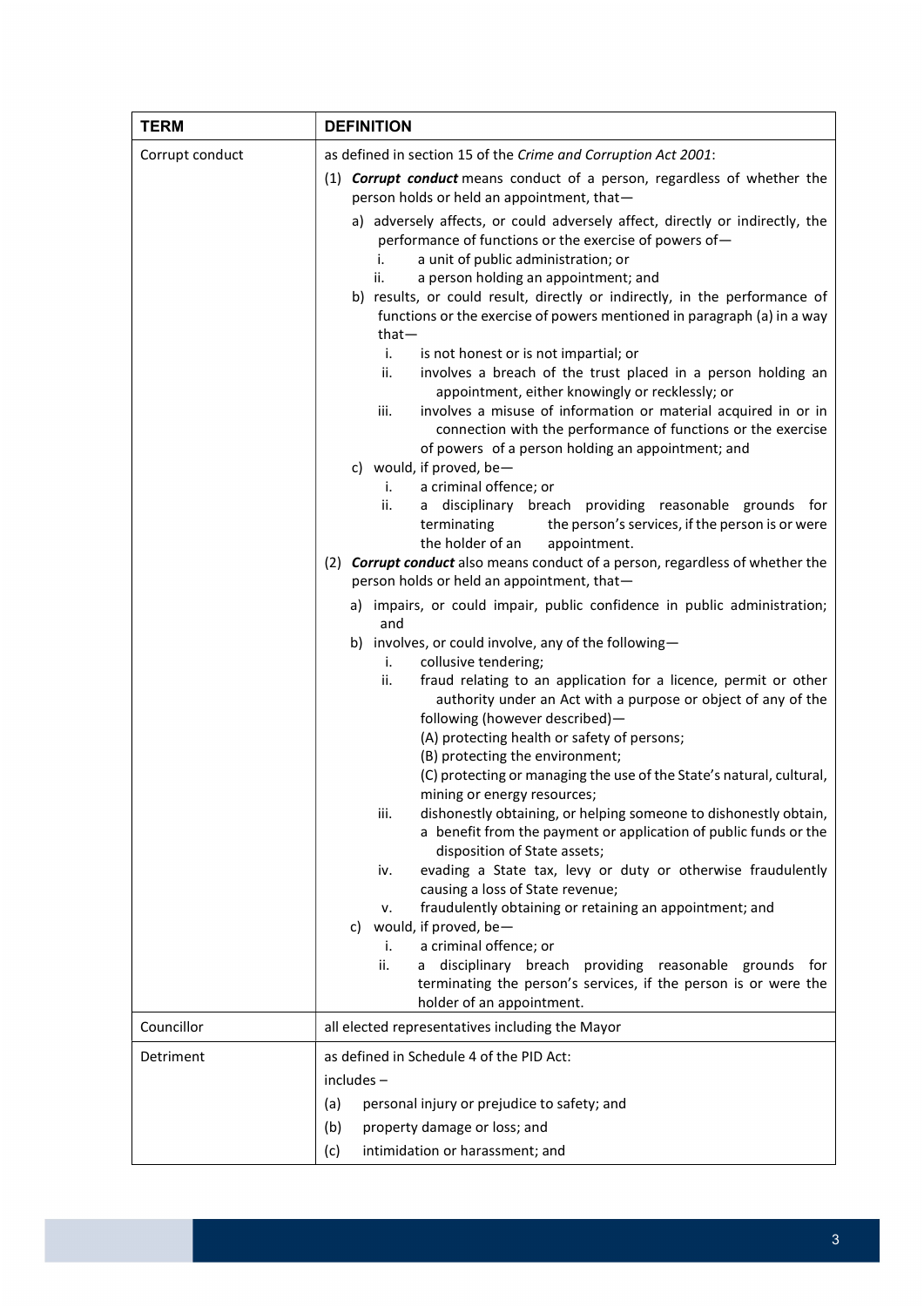| TERM | DEFINITION |
|---|---|
| Corrupt conduct | as defined in section 15 of the *Crime and Corruption Act 2001*:<br>(1) ***Corrupt conduct*** means conduct of a person, regardless of whether the person holds or held an appointment, that—<br>a) adversely affects, or could adversely affect, directly or indirectly, the performance of functions or the exercise of powers of—<br>i. a unit of public administration; or<br>ii. a person holding an appointment; and<br>b) results, or could result, directly or indirectly, in the performance of functions or the exercise of powers mentioned in paragraph (a) in a way that—<br>i. is not honest or is not impartial; or<br>ii. involves a breach of the trust placed in a person holding an appointment, either knowingly or recklessly; or<br>iii. involves a misuse of information or material acquired in or in connection with the performance of functions or the exercise of powers of a person holding an appointment; and<br>c) would, if proved, be—<br>i. a criminal offence; or<br>ii. a disciplinary breach providing reasonable grounds for terminating the person's services, if the person is or were the holder of an appointment.<br>(2) ***Corrupt conduct*** also means conduct of a person, regardless of whether the person holds or held an appointment, that—<br>a) impairs, or could impair, public confidence in public administration; and<br>b) involves, or could involve, any of the following—<br>i. collusive tendering;<br>ii. fraud relating to an application for a licence, permit or other authority under an Act with a purpose or object of any of the following (however described)—<br>(A) protecting health or safety of persons;<br>(B) protecting the environment;<br>(C) protecting or managing the use of the State's natural, cultural, mining or energy resources;<br>iii. dishonestly obtaining, or helping someone to dishonestly obtain, a benefit from the payment or application of public funds or the disposition of State assets;<br>iv. evading a State tax, levy or duty or otherwise fraudulently causing a loss of State revenue;<br>v. fraudulently obtaining or retaining an appointment; and<br>c) would, if proved, be—<br>i. a criminal offence; or<br>ii. a disciplinary breach providing reasonable grounds for terminating the person's services, if the person is or were the holder of an appointment. |
| Councillor | all elected representatives including the Mayor |
| Detriment | as defined in Schedule 4 of the PID Act:<br>includes –<br>(a) personal injury or prejudice to safety; and<br>(b) property damage or loss; and<br>(c) intimidation or harassment; and |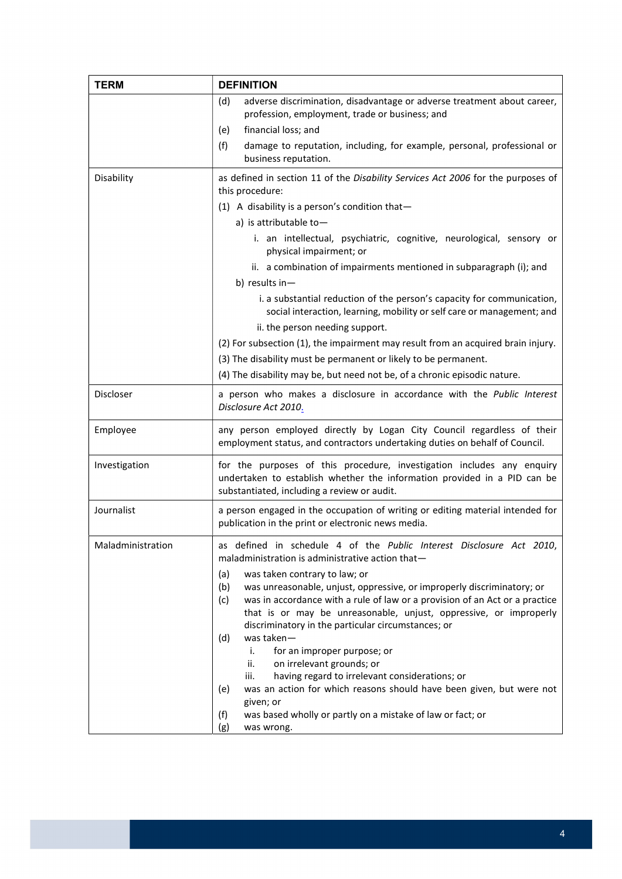| TERM | DEFINITION |
| --- | --- |
| | (d) adverse discrimination, disadvantage or adverse treatment about career, profession, employment, trade or business; and<br>(e) financial loss; and<br>(f) damage to reputation, including, for example, personal, professional or business reputation. |
| Disability | as defined in section 11 of the *Disability Services Act 2006* for the purposes of this procedure:<br>(1) A disability is a person's condition that—<br>a) is attributable to—<br>i. an intellectual, psychiatric, cognitive, neurological, sensory or physical impairment; or<br>ii. a combination of impairments mentioned in subparagraph (i); and<br>b) results in—<br>i. a substantial reduction of the person's capacity for communication, social interaction, learning, mobility or self care or management; and<br>ii. the person needing support.<br>(2) For subsection (1), the impairment may result from an acquired brain injury.<br>(3) The disability must be permanent or likely to be permanent.<br>(4) The disability may be, but need not be, of a chronic episodic nature. |
| Discloser | a person who makes a disclosure in accordance with the *Public Interest Disclosure Act 2010*. |
| Employee | any person employed directly by Logan City Council regardless of their employment status, and contractors undertaking duties on behalf of Council. |
| Investigation | for the purposes of this procedure, investigation includes any enquiry undertaken to establish whether the information provided in a PID can be substantiated, including a review or audit. |
| Journalist | a person engaged in the occupation of writing or editing material intended for publication in the print or electronic news media. |
| Maladministration | as defined in schedule 4 of the *Public Interest Disclosure Act 2010*, maladministration is administrative action that—<br>(a) was taken contrary to law; or<br>(b) was unreasonable, unjust, oppressive, or improperly discriminatory; or<br>(c) was in accordance with a rule of law or a provision of an Act or a practice that is or may be unreasonable, unjust, oppressive, or improperly discriminatory in the particular circumstances; or<br>(d) was taken—<br>i. for an improper purpose; or<br>ii. on irrelevant grounds; or<br>iii. having regard to irrelevant considerations; or<br>(e) was an action for which reasons should have been given, but were not given; or<br>(f) was based wholly or partly on a mistake of law or fact; or<br>(g) was wrong. |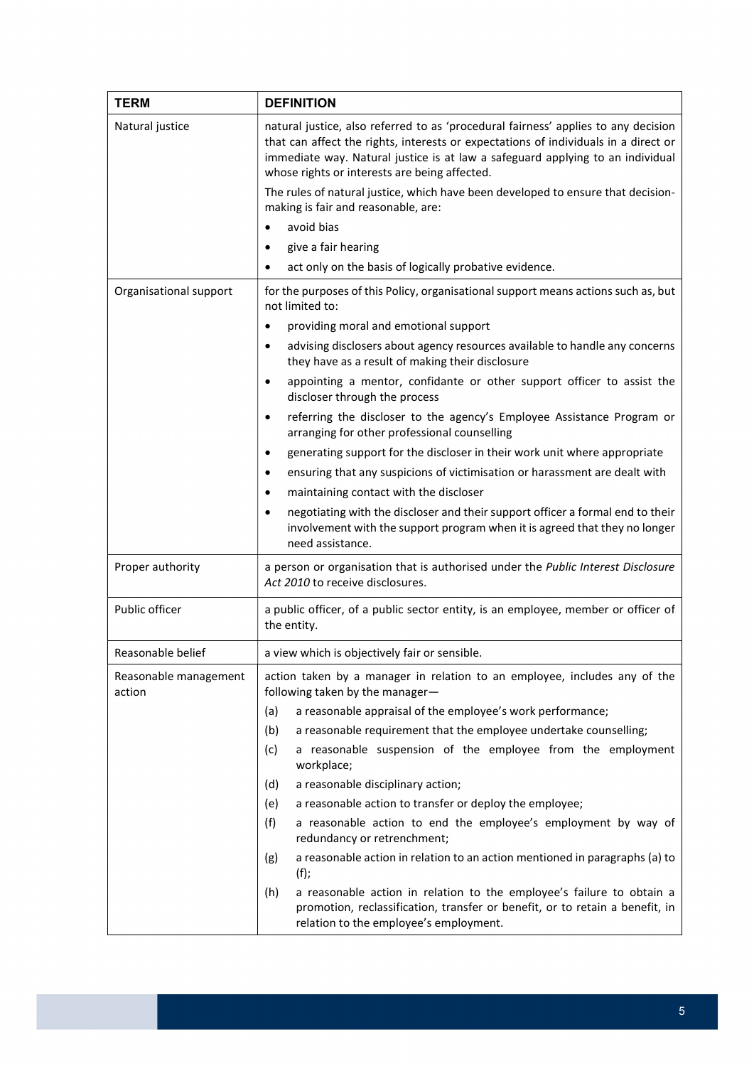| TERM | DEFINITION |
|---|---|
| Natural justice | natural justice, also referred to as 'procedural fairness' applies to any decision that can affect the rights, interests or expectations of individuals in a direct or immediate way. Natural justice is at law a safeguard applying to an individual whose rights or interests are being affected.<br><br>The rules of natural justice, which have been developed to ensure that decision-making is fair and reasonable, are:<br>• avoid bias<br>• give a fair hearing<br>• act only on the basis of logically probative evidence. |
| Organisational support | for the purposes of this Policy, organisational support means actions such as, but not limited to:<br>• providing moral and emotional support<br>• advising disclosers about agency resources available to handle any concerns they have as a result of making their disclosure<br>• appointing a mentor, confidante or other support officer to assist the discloser through the process<br>• referring the discloser to the agency's Employee Assistance Program or arranging for other professional counselling<br>• generating support for the discloser in their work unit where appropriate<br>• ensuring that any suspicions of victimisation or harassment are dealt with<br>• maintaining contact with the discloser<br>• negotiating with the discloser and their support officer a formal end to their involvement with the support program when it is agreed that they no longer need assistance. |
| Proper authority | a person or organisation that is authorised under the *Public Interest Disclosure Act 2010* to receive disclosures. |
| Public officer | a public officer, of a public sector entity, is an employee, member or officer of the entity. |
| Reasonable belief | a view which is objectively fair or sensible. |
| Reasonable management action | action taken by a manager in relation to an employee, includes any of the following taken by the manager—<br>(a) a reasonable appraisal of the employee's work performance;<br>(b) a reasonable requirement that the employee undertake counselling;<br>(c) a reasonable suspension of the employee from the employment workplace;<br>(d) a reasonable disciplinary action;<br>(e) a reasonable action to transfer or deploy the employee;<br>(f) a reasonable action to end the employee's employment by way of redundancy or retrenchment;<br>(g) a reasonable action in relation to an action mentioned in paragraphs (a) to (f);<br>(h) a reasonable action in relation to the employee's failure to obtain a promotion, reclassification, transfer or benefit, or to retain a benefit, in relation to the employee's employment. |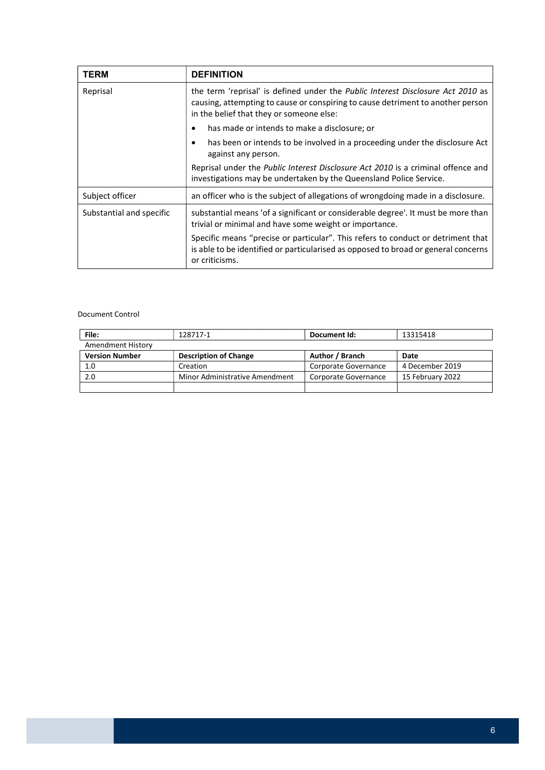| TERM | DEFINITION |
|---|---|
| Reprisal | the term 'reprisal' is defined under the *Public Interest Disclosure Act 2010* as causing, attempting to cause or conspiring to cause detriment to another person in the belief that they or someone else:<br>• has made or intends to make a disclosure; or<br>• has been or intends to be involved in a proceeding under the disclosure Act against any person.<br>Reprisal under the *Public Interest Disclosure Act 2010* is a criminal offence and investigations may be undertaken by the Queensland Police Service. |
| Subject officer | an officer who is the subject of allegations of wrongdoing made in a disclosure. |
| Substantial and specific | substantial means 'of a significant or considerable degree'. It must be more than trivial or minimal and have some weight or importance.<br>Specific means "precise or particular". This refers to conduct or detriment that is able to be identified or particularised as opposed to broad or general concerns or criticisms. |

Document Control

| File: | 128717-1 | Document Id: | 13315418 |
|---|---|---|---|
| Amendment History | | | |
| **Version Number** | **Description of Change** | **Author / Branch** | **Date** |
| 1.0 | Creation | Corporate Governance | 4 December 2019 |
| 2.0 | Minor Administrative Amendment | Corporate Governance | 15 February 2022 |
| | | | |